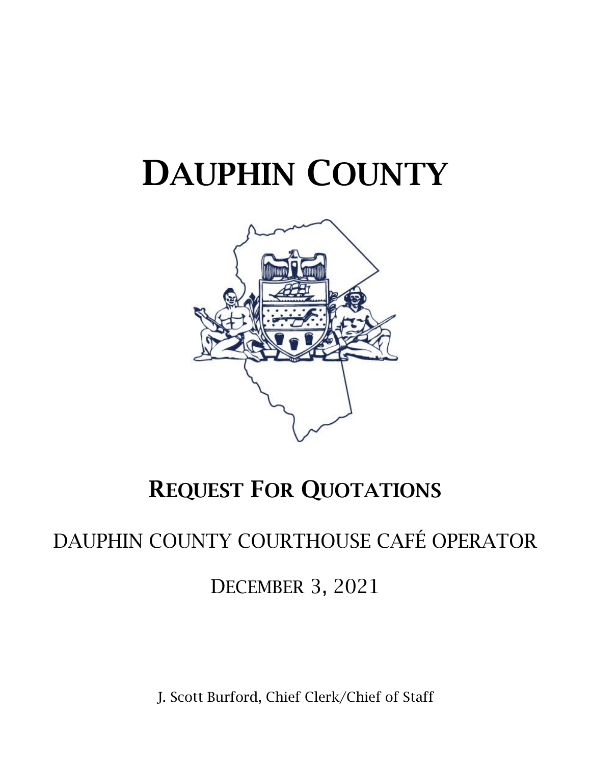# DAUPHIN COUNTY

## REQUEST FOR QUOTATIONS

DAUPHIN COUNTY COURTHOUSE CAFÉ OPERATOR

DECEMBER 3, 2021

J. Scott Burford, Chief Clerk/Chief of Staff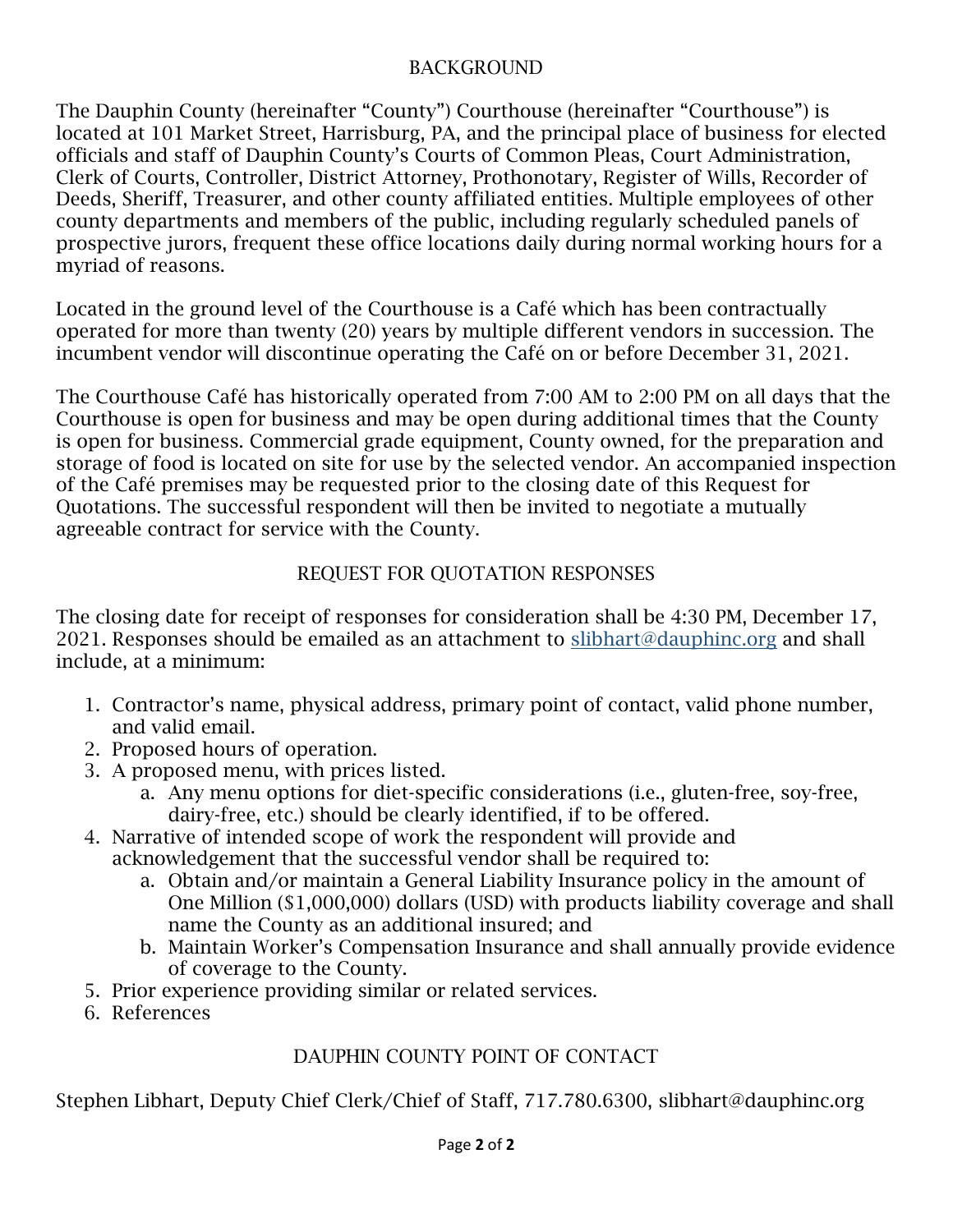## BACKGROUND

The Dauphin County (hereinafter "County") Courthouse (hereinafter "Courthouse") is located at 101 Market Street, Harrisburg, PA, and the principal place of business for elected officials and staff of Dauphin County's Courts of Common Pleas, Court Administration, Clerk of Courts, Controller, District Attorney, Prothonotary, Register of Wills, Recorder of Deeds, Sheriff, Treasurer, and other county affiliated entities. Multiple employees of other county departments and members of the public, including regularly scheduled panels of prospective jurors, frequent these office locations daily during normal working hours for a myriad of reasons.

Located in the ground level of the Courthouse is a Café which has been contractually operated for more than twenty (20) years by multiple different vendors in succession. The incumbent vendor will discontinue operating the Café on or before December 31, 2021.

The Courthouse Café has historically operated from 7:00 AM to 2:00 PM on all days that the Courthouse is open for business and may be open during additional times that the County is open for business. Commercial grade equipment, County owned, for the preparation and storage of food is located on site for use by the selected vendor. An accompanied inspection of the Café premises may be requested prior to the closing date of this Request for Quotations. The successful respondent will then be invited to negotiate a mutually agreeable contract for service with the County.

## REQUEST FOR QUOTATION RESPONSES

The closing date for receipt of responses for consideration shall be 4:30 PM, December 17, 2021. Responses should be emailed as an attachment to slibhart@dauphinc.org and shall include, at a minimum:

1. Contractor's name, physical address, primary point of contact, valid phone number, and valid email.
2. Proposed hours of operation.
3. A proposed menu, with prices listed.
   a. Any menu options for diet-specific considerations (i.e., gluten-free, soy-free, dairy-free, etc.) should be clearly identified, if to be offered.
4. Narrative of intended scope of work the respondent will provide and acknowledgement that the successful vendor shall be required to:
   a. Obtain and/or maintain a General Liability Insurance policy in the amount of One Million ($1,000,000) dollars (USD) with products liability coverage and shall name the County as an additional insured; and
   b. Maintain Worker's Compensation Insurance and shall annually provide evidence of coverage to the County.
5. Prior experience providing similar or related services.
6. References

## DAUPHIN COUNTY POINT OF CONTACT

Stephen Libhart, Deputy Chief Clerk/Chief of Staff, 717.780.6300, slibhart@dauphinc.org